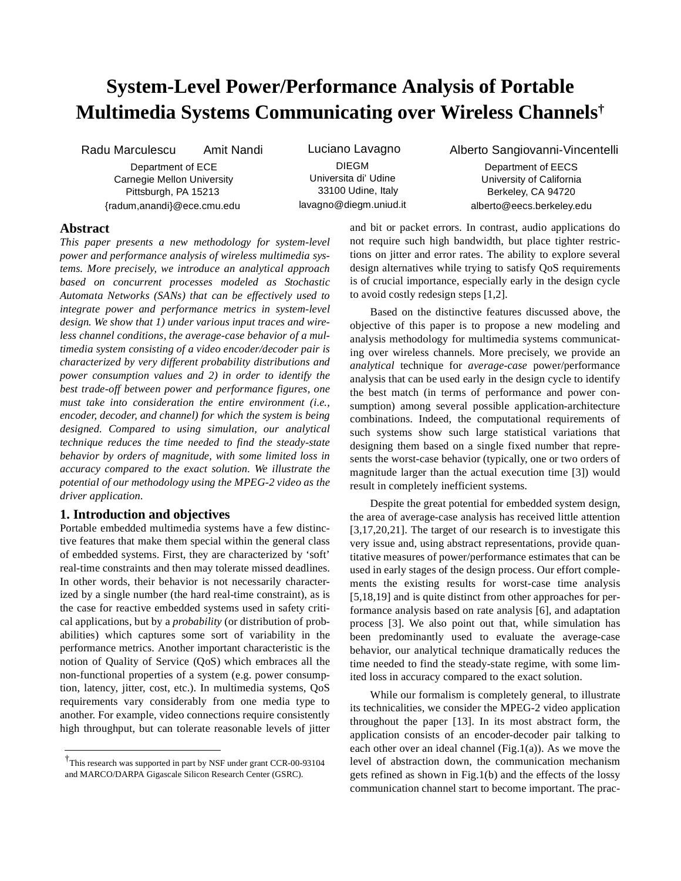# System-Level Power/Performance Analysis of Portable Multimedia Systems Communicating over Wireless Channels†

Radu Marculescu  Amit Nandi
Department of ECE
Carnegie Mellon University
Pittsburgh, PA 15213
{radum,anandi}@ece.cmu.edu

Luciano Lavagno
DIEGM
Universita di' Udine
33100 Udine, Italy
lavagno@diegm.uniud.it

Alberto Sangiovanni-Vincentelli
Department of EECS
University of California
Berkeley, CA 94720
alberto@eecs.berkeley.edu

## Abstract

*This paper presents a new methodology for system-level power and performance analysis of wireless multimedia systems. More precisely, we introduce an analytical approach based on concurrent processes modeled as Stochastic Automata Networks (SANs) that can be effectively used to integrate power and performance metrics in system-level design. We show that 1) under various input traces and wireless channel conditions, the average-case behavior of a multimedia system consisting of a video encoder/decoder pair is characterized by very different probability distributions and power consumption values and 2) in order to identify the best trade-off between power and performance figures, one must take into consideration the entire environment (i.e., encoder, decoder, and channel) for which the system is being designed. Compared to using simulation, our analytical technique reduces the time needed to find the steady-state behavior by orders of magnitude, with some limited loss in accuracy compared to the exact solution. We illustrate the potential of our methodology using the MPEG-2 video as the driver application.*

## 1. Introduction and objectives

Portable embedded multimedia systems have a few distinctive features that make them special within the general class of embedded systems. First, they are characterized by 'soft' real-time constraints and then may tolerate missed deadlines. In other words, their behavior is not necessarily characterized by a single number (the hard real-time constraint), as is the case for reactive embedded systems used in safety critical applications, but by a *probability* (or distribution of probabilities) which captures some sort of variability in the performance metrics. Another important characteristic is the notion of Quality of Service (QoS) which embraces all the non-functional properties of a system (e.g. power consumption, latency, jitter, cost, etc.). In multimedia systems, QoS requirements vary considerably from one media type to another. For example, video connections require consistently high throughput, but can tolerate reasonable levels of jitter and bit or packet errors. In contrast, audio applications do not require such high bandwidth, but place tighter restrictions on jitter and error rates. The ability to explore several design alternatives while trying to satisfy QoS requirements is of crucial importance, especially early in the design cycle to avoid costly redesign steps [1,2].

Based on the distinctive features discussed above, the objective of this paper is to propose a new modeling and analysis methodology for multimedia systems communicating over wireless channels. More precisely, we provide an *analytical* technique for *average-case* power/performance analysis that can be used early in the design cycle to identify the best match (in terms of performance and power consumption) among several possible application-architecture combinations. Indeed, the computational requirements of such systems show such large statistical variations that designing them based on a single fixed number that represents the worst-case behavior (typically, one or two orders of magnitude larger than the actual execution time [3]) would result in completely inefficient systems.

Despite the great potential for embedded system design, the area of average-case analysis has received little attention [3,17,20,21]. The target of our research is to investigate this very issue and, using abstract representations, provide quantitative measures of power/performance estimates that can be used in early stages of the design process. Our effort complements the existing results for worst-case time analysis [5,18,19] and is quite distinct from other approaches for performance analysis based on rate analysis [6], and adaptation process [3]. We also point out that, while simulation has been predominantly used to evaluate the average-case behavior, our analytical technique dramatically reduces the time needed to find the steady-state regime, with some limited loss in accuracy compared to the exact solution.

While our formalism is completely general, to illustrate its technicalities, we consider the MPEG-2 video application throughout the paper [13]. In its most abstract form, the application consists of an encoder-decoder pair talking to each other over an ideal channel (Fig.1(a)). As we move the level of abstraction down, the communication mechanism gets refined as shown in Fig.1(b) and the effects of the lossy communication channel start to become important. The prac-

---

†This research was supported in part by NSF under grant CCR-00-93104 and MARCO/DARPA Gigascale Silicon Research Center (GSRC).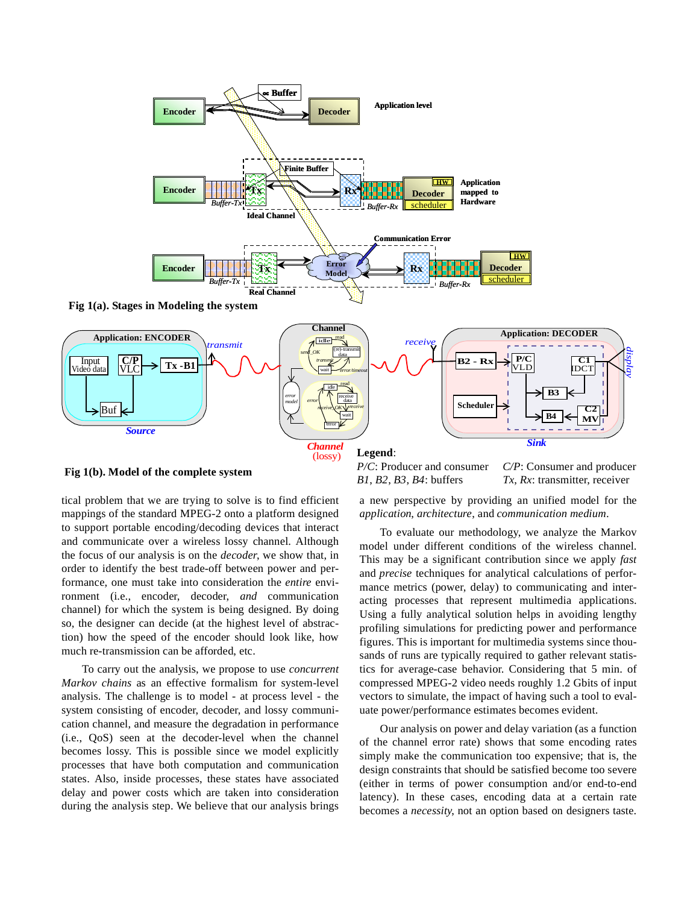Application level

Encoder — ∞ Buffer — Decoder

Application mapped to Hardware

Encoder — Buffer-Tx — Tx — Finite Buffer — Rx — Buffer-Rx — Decoder (HW, scheduler)

Ideal Channel

Communication Error

Encoder — Buffer-Tx — Tx — Error Model — Rx — Buffer-Rx — Decoder (HW, scheduler)

Real Channel

**Fig 1(a). Stages in Modeling the system**

Application: ENCODER — Input Video data, C/P VLC, Tx -B1, Buf — *Source*

*transmit*

Channel — idle, read, send_OK, (re)-transmit data, transmit, wait, error/timeout, error model, idle, read, receive data, error, receive_OK, receive, wait, error — *Channel* (lossy)

*receive*

Application: DECODER — B2 - Rx, P/C VLD, C1 IDCT, B3, Scheduler, B4, C2 MV — *display* — *Sink*

**Fig 1(b). Model of the complete system**

**Legend**:
*P/C*: Producer and consumer *C/P*: Consumer and producer
*B1*, *B2*, *B3*, *B4*: buffers *Tx*, *Rx*: transmitter, receiver

tical problem that we are trying to solve is to find efficient mappings of the standard MPEG-2 onto a platform designed to support portable encoding/decoding devices that interact and communicate over a wireless lossy channel. Although the focus of our analysis is on the *decoder*, we show that, in order to identify the best trade-off between power and performance, one must take into consideration the *entire* environment (i.e., encoder, decoder, *and* communication channel) for which the system is being designed. By doing so, the designer can decide (at the highest level of abstraction) how the speed of the encoder should look like, how much re-transmission can be afforded, etc.

To carry out the analysis, we propose to use *concurrent Markov chains* as an effective formalism for system-level analysis. The challenge is to model - at process level - the system consisting of encoder, decoder, and lossy communication channel, and measure the degradation in performance (i.e., QoS) seen at the decoder-level when the channel becomes lossy. This is possible since we model explicitly processes that have both computation and communication states. Also, inside processes, these states have associated delay and power costs which are taken into consideration during the analysis step. We believe that our analysis brings a new perspective by providing an unified model for the *application*, *architecture*, and *communication medium*.

To evaluate our methodology, we analyze the Markov model under different conditions of the wireless channel. This may be a significant contribution since we apply *fast* and *precise* techniques for analytical calculations of performance metrics (power, delay) to communicating and interacting processes that represent multimedia applications. Using a fully analytical solution helps in avoiding lengthy profiling simulations for predicting power and performance figures. This is important for multimedia systems since thousands of runs are typically required to gather relevant statistics for average-case behavior. Considering that 5 min. of compressed MPEG-2 video needs roughly 1.2 Gbits of input vectors to simulate, the impact of having such a tool to evaluate power/performance estimates becomes evident.

Our analysis on power and delay variation (as a function of the channel error rate) shows that some encoding rates simply make the communication too expensive; that is, the design constraints that should be satisfied become too severe (either in terms of power consumption and/or end-to-end latency). In these cases, encoding data at a certain rate becomes a *necessity*, not an option based on designers taste.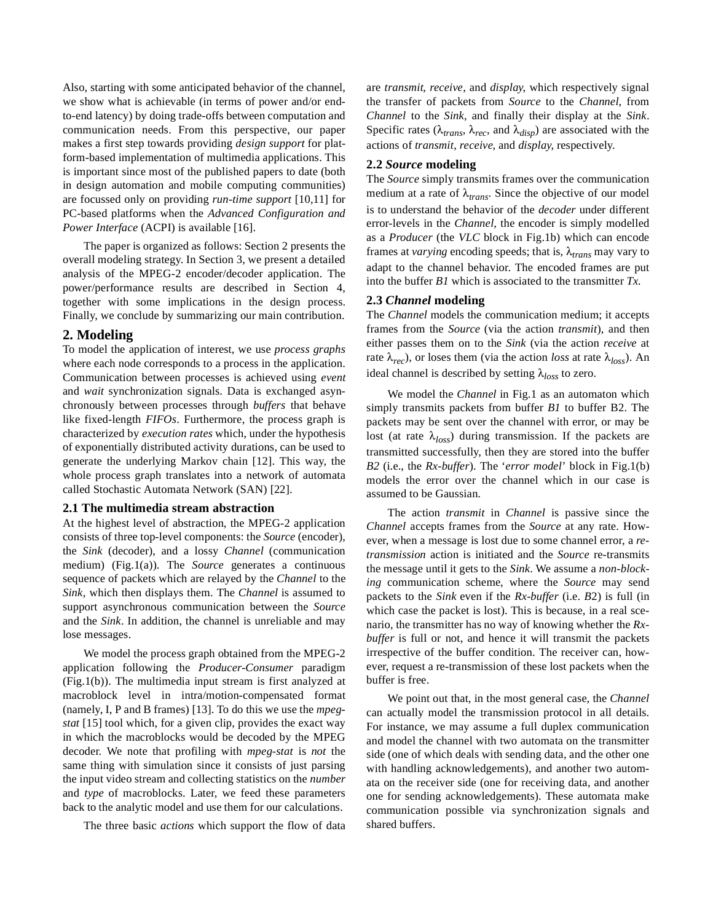Also, starting with some anticipated behavior of the channel, we show what is achievable (in terms of power and/or end-to-end latency) by doing trade-offs between computation and communication needs. From this perspective, our paper makes a first step towards providing *design support* for platform-based implementation of multimedia applications. This is important since most of the published papers to date (both in design automation and mobile computing communities) are focussed only on providing *run-time support* [10,11] for PC-based platforms when the *Advanced Configuration and Power Interface* (ACPI) is available [16].

The paper is organized as follows: Section 2 presents the overall modeling strategy. In Section 3, we present a detailed analysis of the MPEG-2 encoder/decoder application. The power/performance results are described in Section 4, together with some implications in the design process. Finally, we conclude by summarizing our main contribution.

## 2. Modeling

To model the application of interest, we use *process graphs* where each node corresponds to a process in the application. Communication between processes is achieved using *event* and *wait* synchronization signals. Data is exchanged asynchronously between processes through *buffers* that behave like fixed-length *FIFOs*. Furthermore, the process graph is characterized by *execution rates* which, under the hypothesis of exponentially distributed activity durations, can be used to generate the underlying Markov chain [12]. This way, the whole process graph translates into a network of automata called Stochastic Automata Network (SAN) [22].

### 2.1 The multimedia stream abstraction

At the highest level of abstraction, the MPEG-2 application consists of three top-level components: the *Source* (encoder), the *Sink* (decoder), and a lossy *Channel* (communication medium) (Fig.1(a)). The *Source* generates a continuous sequence of packets which are relayed by the *Channel* to the *Sink*, which then displays them. The *Channel* is assumed to support asynchronous communication between the *Source* and the *Sink*. In addition, the channel is unreliable and may lose messages.

We model the process graph obtained from the MPEG-2 application following the *Producer-Consumer* paradigm (Fig.1(b)). The multimedia input stream is first analyzed at macroblock level in intra/motion-compensated format (namely, I, P and B frames) [13]. To do this we use the *mpeg-stat* [15] tool which, for a given clip, provides the exact way in which the macroblocks would be decoded by the MPEG decoder. We note that profiling with *mpeg-stat* is *not* the same thing with simulation since it consists of just parsing the input video stream and collecting statistics on the *number* and *type* of macroblocks. Later, we feed these parameters back to the analytic model and use them for our calculations.

The three basic *actions* which support the flow of data are *transmit*, *receive*, and *display*, which respectively signal the transfer of packets from *Source* to the *Channel*, from *Channel* to the *Sink*, and finally their display at the *Sink*. Specific rates ($\lambda_{trans}$, $\lambda_{rec}$, and $\lambda_{disp}$) are associated with the actions of *transmit*, *receive*, and *display*, respectively.

### 2.2 *Source* modeling

The *Source* simply transmits frames over the communication medium at a rate of $\lambda_{trans}$. Since the objective of our model is to understand the behavior of the *decoder* under different error-levels in the *Channel*, the encoder is simply modelled as a *Producer* (the *VLC* block in Fig.1b) which can encode frames at *varying* encoding speeds; that is, $\lambda_{trans}$ may vary to adapt to the channel behavior. The encoded frames are put into the buffer *B1* which is associated to the transmitter *Tx*.

### 2.3 *Channel* modeling

The *Channel* models the communication medium; it accepts frames from the *Source* (via the action *transmit*), and then either passes them on to the *Sink* (via the action *receive* at rate $\lambda_{rec}$), or loses them (via the action *loss* at rate $\lambda_{loss}$). An ideal channel is described by setting $\lambda_{loss}$ to zero.

We model the *Channel* in Fig.1 as an automaton which simply transmits packets from buffer *B1* to buffer B2. The packets may be sent over the channel with error, or may be lost (at rate $\lambda_{loss}$) during transmission. If the packets are transmitted successfully, then they are stored into the buffer *B2* (i.e., the *Rx-buffer*). The '*error model*' block in Fig.1(b) models the error over the channel which in our case is assumed to be Gaussian.

The action *transmit* in *Channel* is passive since the *Channel* accepts frames from the *Source* at any rate. However, when a message is lost due to some channel error, a *re-transmission* action is initiated and the *Source* re-transmits the message until it gets to the *Sink*. We assume a *non-blocking* communication scheme, where the *Source* may send packets to the *Sink* even if the *Rx-buffer* (i.e. *B*2) is full (in which case the packet is lost). This is because, in a real scenario, the transmitter has no way of knowing whether the *Rx-buffer* is full or not, and hence it will transmit the packets irrespective of the buffer condition. The receiver can, however, request a re-transmission of these lost packets when the buffer is free.

We point out that, in the most general case, the *Channel* can actually model the transmission protocol in all details. For instance, we may assume a full duplex communication and model the channel with two automata on the transmitter side (one of which deals with sending data, and the other one with handling acknowledgements), and another two automata on the receiver side (one for receiving data, and another one for sending acknowledgements). These automata make communication possible via synchronization signals and shared buffers.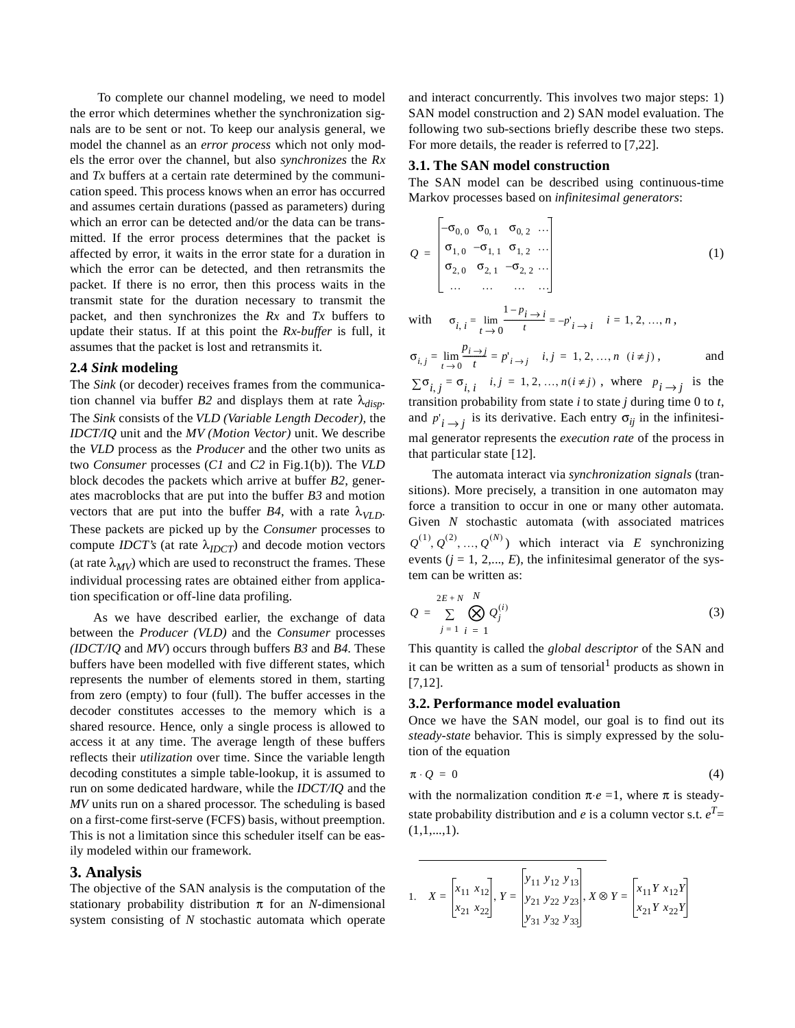To complete our channel modeling, we need to model the error which determines whether the synchronization signals are to be sent or not. To keep our analysis general, we model the channel as an *error process* which not only models the error over the channel, but also *synchronizes* the *Rx* and *Tx* buffers at a certain rate determined by the communication speed. This process knows when an error has occurred and assumes certain durations (passed as parameters) during which an error can be detected and/or the data can be transmitted. If the error process determines that the packet is affected by error, it waits in the error state for a duration in which the error can be detected, and then retransmits the packet. If there is no error, then this process waits in the transmit state for the duration necessary to transmit the packet, and then synchronizes the *Rx* and *Tx* buffers to update their status. If at this point the *Rx-buffer* is full, it assumes that the packet is lost and retransmits it.

### 2.4 *Sink* modeling

The *Sink* (or decoder) receives frames from the communication channel via buffer *B2* and displays them at rate $\lambda_{disp}$. The *Sink* consists of the *VLD (Variable Length Decoder)*, the *IDCT/IQ* unit and the *MV (Motion Vector)* unit. We describe the *VLD* process as the *Producer* and the other two units as two *Consumer* processes (*C1* and *C2* in Fig.1(b)). The *VLD* block decodes the packets which arrive at buffer *B2*, generates macroblocks that are put into the buffer *B3* and motion vectors that are put into the buffer *B4*, with a rate $\lambda_{VLD}$. These packets are picked up by the *Consumer* processes to compute *IDCT's* (at rate $\lambda_{IDCT}$) and decode motion vectors (at rate $\lambda_{MV}$) which are used to reconstruct the frames. These individual processing rates are obtained either from application specification or off-line data profiling.

As we have described earlier, the exchange of data between the *Producer (VLD)* and the *Consumer* processes *(IDCT/IQ* and *MV*) occurs through buffers *B3* and *B4*. These buffers have been modelled with five different states, which represents the number of elements stored in them, starting from zero (empty) to four (full). The buffer accesses in the decoder constitutes accesses to the memory which is a shared resource. Hence, only a single process is allowed to access it at any time. The average length of these buffers reflects their *utilization* over time. Since the variable length decoding constitutes a simple table-lookup, it is assumed to run on some dedicated hardware, while the *IDCT/IQ* and the *MV* units run on a shared processor. The scheduling is based on a first-come first-serve (FCFS) basis, without preemption. This is not a limitation since this scheduler itself can be easily modeled within our framework.

## 3. Analysis

The objective of the SAN analysis is the computation of the stationary probability distribution $\pi$ for an *N*-dimensional system consisting of *N* stochastic automata which operate and interact concurrently. This involves two major steps: 1) SAN model construction and 2) SAN model evaluation. The following two sub-sections briefly describe these two steps. For more details, the reader is referred to [7,22].

### 3.1. The SAN model construction

The SAN model can be described using continuous-time Markov processes based on *infinitesimal generators*:

$$Q = \begin{bmatrix} -\sigma_{0,0} & \sigma_{0,1} & \sigma_{0,2} & \dots \\ \sigma_{1,0} & -\sigma_{1,1} & \sigma_{1,2} & \dots \\ \sigma_{2,0} & \sigma_{2,1} & -\sigma_{2,2} & \dots \\ \dots & \dots & \dots & \dots \end{bmatrix} \tag{1}$$

with $\sigma_{i,i} = \lim_{t \to 0} \frac{1 - p_{i \to i}}{t} = -p'_{i \to i} \quad i = 1, 2, \dots, n$,

$\sigma_{i,j} = \lim_{t \to 0} \frac{p_{i \to j}}{t} = p'_{i \to j} \quad i, j = 1, 2, \dots, n \ (i \neq j)$, and

$\sum \sigma_{i,j} = \sigma_{i,i} \quad i, j = 1, 2, \dots, n (i \neq j)$, where $p_{i \to j}$ is the transition probability from state *i* to state *j* during time 0 to *t*, and $p'_{i \to j}$ is its derivative. Each entry $\sigma_{ij}$ in the infinitesimal generator represents the *execution rate* of the process in that particular state [12].

The automata interact via *synchronization signals* (transitions). More precisely, a transition in one automaton may force a transition to occur in one or many other automata. Given *N* stochastic automata (with associated matrices $Q^{(1)}, Q^{(2)}, \dots, Q^{(N)}$) which interact via *E* synchronizing events ($j$ = 1, 2,..., *E*), the infinitesimal generator of the system can be written as:

$$Q = \sum_{j=1}^{2E+N} \bigotimes_{i=1}^{N} Q_j^{(i)} \tag{3}$$

This quantity is called the *global descriptor* of the SAN and it can be written as a sum of tensorial[1] products as shown in [7,12].

### 3.2. Performance model evaluation

Once we have the SAN model, our goal is to find out its *steady-state* behavior. This is simply expressed by the solution of the equation

$$\pi \cdot Q = 0 \tag{4}$$

with the normalization condition $\pi \cdot e = 1$, where $\pi$ is steady-state probability distribution and *e* is a column vector s.t. $e^T$= (1,1,...,1).

---

1. $X = \begin{bmatrix} x_{11} & x_{12} \\ x_{21} & x_{22} \end{bmatrix}$, $Y = \begin{bmatrix} y_{11} & y_{12} & y_{13} \\ y_{21} & y_{22} & y_{23} \\ y_{31} & y_{32} & y_{33} \end{bmatrix}$, $X \otimes Y = \begin{bmatrix} x_{11}Y & x_{12}Y \\ x_{21}Y & x_{22}Y \end{bmatrix}$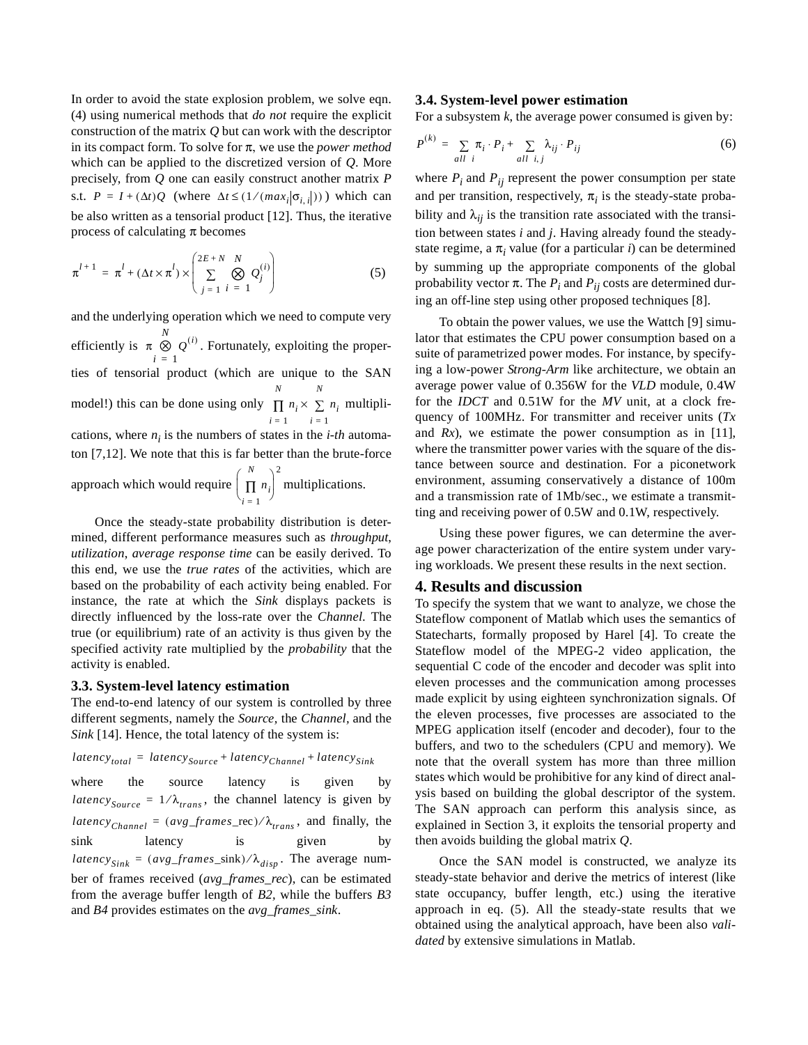In order to avoid the state explosion problem, we solve eqn. (4) using numerical methods that *do not* require the explicit construction of the matrix $Q$ but can work with the descriptor in its compact form. To solve for $\pi$, we use the *power method* which can be applied to the discretized version of $Q$. More precisely, from $Q$ one can easily construct another matrix $P$ s.t. $P = I + (\Delta t)Q$ (where $\Delta t \leq (1/(max_i|\sigma_{i,i}|))$) which can be also written as a tensorial product [12]. Thus, the iterative process of calculating $\pi$ becomes

$$\pi^{l+1} = \pi^l + (\Delta t \times \pi^l) \times \left( \sum_{j=1}^{2E+N} \bigotimes_{i=1}^{N} Q_j^{(i)} \right) \qquad (5)$$

and the underlying operation which we need to compute very efficiently is $\pi \bigotimes_{i=1}^{N} Q^{(i)}$. Fortunately, exploiting the properties of tensorial product (which are unique to the SAN model!) this can be done using only $\prod_{i=1}^{N} n_i \times \sum_{i=1}^{N} n_i$ multiplications, where $n_i$ is the numbers of states in the *i-th* automaton [7,12]. We note that this is far better than the brute-force approach which would require $\left( \prod_{i=1}^{N} n_i \right)^2$ multiplications.

Once the steady-state probability distribution is determined, different performance measures such as *throughput*, *utilization*, *average response time* can be easily derived. To this end, we use the *true rates* of the activities, which are based on the probability of each activity being enabled. For instance, the rate at which the *Sink* displays packets is directly influenced by the loss-rate over the *Channel*. The true (or equilibrium) rate of an activity is thus given by the specified activity rate multiplied by the *probability* that the activity is enabled.

### 3.3. System-level latency estimation

The end-to-end latency of our system is controlled by three different segments, namely the *Source*, the *Channel*, and the *Sink* [14]. Hence, the total latency of the system is:

$$latency_{total} = latency_{Source} + latency_{Channel} + latency_{Sink}$$

where the source latency is given by $latency_{Source} = 1/\lambda_{trans}$, the channel latency is given by $latency_{Channel} = (avg\_frames\_\text{rec})/\lambda_{trans}$, and finally, the sink latency is given by $latency_{Sink} = (avg\_frames\_\text{sink})/\lambda_{disp}$. The average number of frames received (*avg_frames_rec*), can be estimated from the average buffer length of *B2*, while the buffers *B3* and *B4* provides estimates on the *avg_frames_sink*.

### 3.4. System-level power estimation

For a subsystem $k$, the average power consumed is given by:

$$P^{(k)} = \sum_{all\ i} \pi_i \cdot P_i + \sum_{all\ i,j} \lambda_{ij} \cdot P_{ij} \qquad (6)$$

where $P_i$ and $P_{ij}$ represent the power consumption per state and per transition, respectively, $\pi_i$ is the steady-state probability and $\lambda_{ij}$ is the transition rate associated with the transition between states $i$ and $j$. Having already found the steady-state regime, a $\pi_i$ value (for a particular $i$) can be determined by summing up the appropriate components of the global probability vector $\pi$. The $P_i$ and $P_{ij}$ costs are determined during an off-line step using other proposed techniques [8].

To obtain the power values, we use the Wattch [9] simulator that estimates the CPU power consumption based on a suite of parametrized power modes. For instance, by specifying a low-power *Strong-Arm* like architecture, we obtain an average power value of 0.356W for the *VLD* module, 0.4W for the *IDCT* and 0.51W for the *MV* unit, at a clock frequency of 100MHz. For transmitter and receiver units (*Tx* and *Rx*), we estimate the power consumption as in [11], where the transmitter power varies with the square of the distance between source and destination. For a piconetwork environment, assuming conservatively a distance of 100m and a transmission rate of 1Mb/sec., we estimate a transmitting and receiving power of 0.5W and 0.1W, respectively.

Using these power figures, we can determine the average power characterization of the entire system under varying workloads. We present these results in the next section.

## 4. Results and discussion

To specify the system that we want to analyze, we chose the Stateflow component of Matlab which uses the semantics of Statecharts, formally proposed by Harel [4]. To create the Stateflow model of the MPEG-2 video application, the sequential C code of the encoder and decoder was split into eleven processes and the communication among processes made explicit by using eighteen synchronization signals. Of the eleven processes, five processes are associated to the MPEG application itself (encoder and decoder), four to the buffers, and two to the schedulers (CPU and memory). We note that the overall system has more than three million states which would be prohibitive for any kind of direct analysis based on building the global descriptor of the system. The SAN approach can perform this analysis since, as explained in Section 3, it exploits the tensorial property and then avoids building the global matrix $Q$.

Once the SAN model is constructed, we analyze its steady-state behavior and derive the metrics of interest (like state occupancy, buffer length, etc.) using the iterative approach in eq. (5). All the steady-state results that we obtained using the analytical approach, have been also *validated* by extensive simulations in Matlab.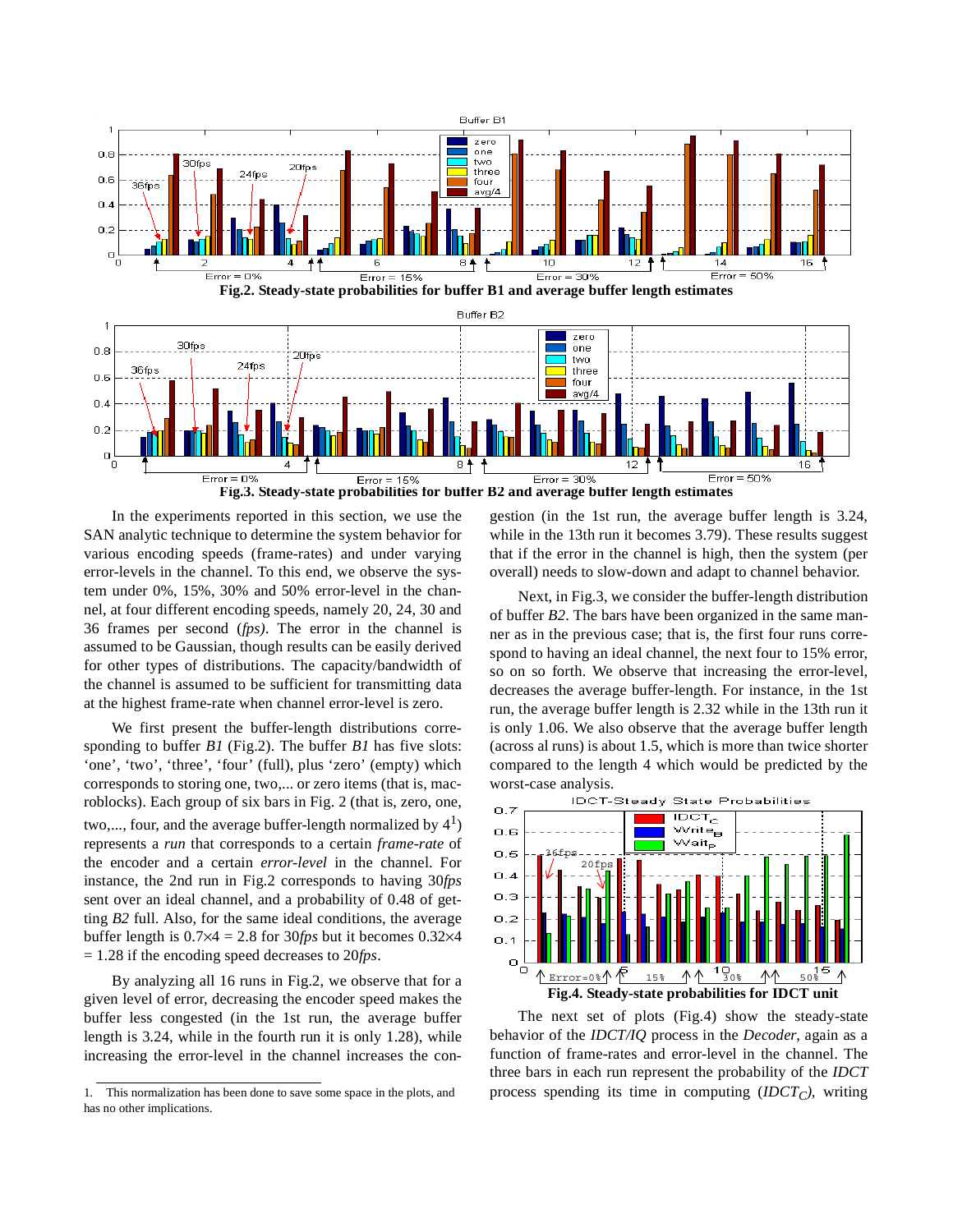Buffer B1

1
0.8
0.6
0.4
0.2
0

zero
one
two
three
four
avg/4

36fps
30fps
24fps
20fps

0 2 4 6 8 10 12 14 16

Error = 0%
Error = 15%
Error = 30%
Error = 50%

**Fig.2. Steady-state probabilities for buffer B1 and average buffer length estimates**

Buffer B2

1
0.8
0.6
0.4
0.2
0

zero
one
two
three
four
avg/4

36fps
30fps
24fps
20fps

0 4 8 12 16

Error = 0%
Error = 15%
Error = 30%
Error = 50%

**Fig.3. Steady-state probabilities for buffer B2 and average buffer length estimates**

In the experiments reported in this section, we use the SAN analytic technique to determine the system behavior for various encoding speeds (frame-rates) and under varying error-levels in the channel. To this end, we observe the system under 0%, 15%, 30% and 50% error-level in the channel, at four different encoding speeds, namely 20, 24, 30 and 36 frames per second (*fps)*. The error in the channel is assumed to be Gaussian, though results can be easily derived for other types of distributions. The capacity/bandwidth of the channel is assumed to be sufficient for transmitting data at the highest frame-rate when channel error-level is zero.

We first present the buffer-length distributions corresponding to buffer *B1* (Fig.2). The buffer *B1* has five slots: 'one', 'two', 'three', 'four' (full), plus 'zero' (empty) which corresponds to storing one, two,... or zero items (that is, macroblocks). Each group of six bars in Fig. 2 (that is, zero, one, two,..., four, and the average buffer-length normalized by $4$[1]) represents a *run* that corresponds to a certain *frame-rate* of the encoder and a certain *error-level* in the channel. For instance, the 2nd run in Fig.2 corresponds to having 30*fps* sent over an ideal channel, and a probability of 0.48 of getting *B2* full. Also, for the same ideal conditions, the average buffer length is $0.7 \times 4 = 2.8$ for 30*fps* but it becomes $0.32 \times 4 = 1.28$ if the encoding speed decreases to 20*fps*.

By analyzing all 16 runs in Fig.2, we observe that for a given level of error, decreasing the encoder speed makes the buffer less congested (in the 1st run, the average buffer length is 3.24, while in the fourth run it is only 1.28), while increasing the error-level in the channel increases the congestion (in the 1st run, the average buffer length is 3.24, while in the 13th run it becomes 3.79). These results suggest that if the error in the channel is high, then the system (per overall) needs to slow-down and adapt to channel behavior.

Next, in Fig.3, we consider the buffer-length distribution of buffer *B2*. The bars have been organized in the same manner as in the previous case; that is, the first four runs correspond to having an ideal channel, the next four to 15% error, so on so forth. We observe that increasing the error-level, decreases the average buffer-length. For instance, in the 1st run, the average buffer length is 2.32 while in the 13th run it is only 1.06. We also observe that the average buffer length (across al runs) is about 1.5, which is more than twice shorter compared to the length 4 which would be predicted by the worst-case analysis.

IDCT-Steady State Probabilities

0.7
0.6
0.5
0.4
0.3
0.2
0.1
0

$IDCT_C$
$Write_B$
$Wait_P$

36fps
20fps

0 5 10 15

Error=0%
15%
30%
50%

**Fig.4. Steady-state probabilities for IDCT unit**

The next set of plots (Fig.4) show the steady-state behavior of the *IDCT/IQ* process in the *Decoder*, again as a function of frame-rates and error-level in the channel. The three bars in each run represent the probability of the *IDCT* process spending its time in computing ($IDCT_C$), writing

1. This normalization has been done to save some space in the plots, and has no other implications.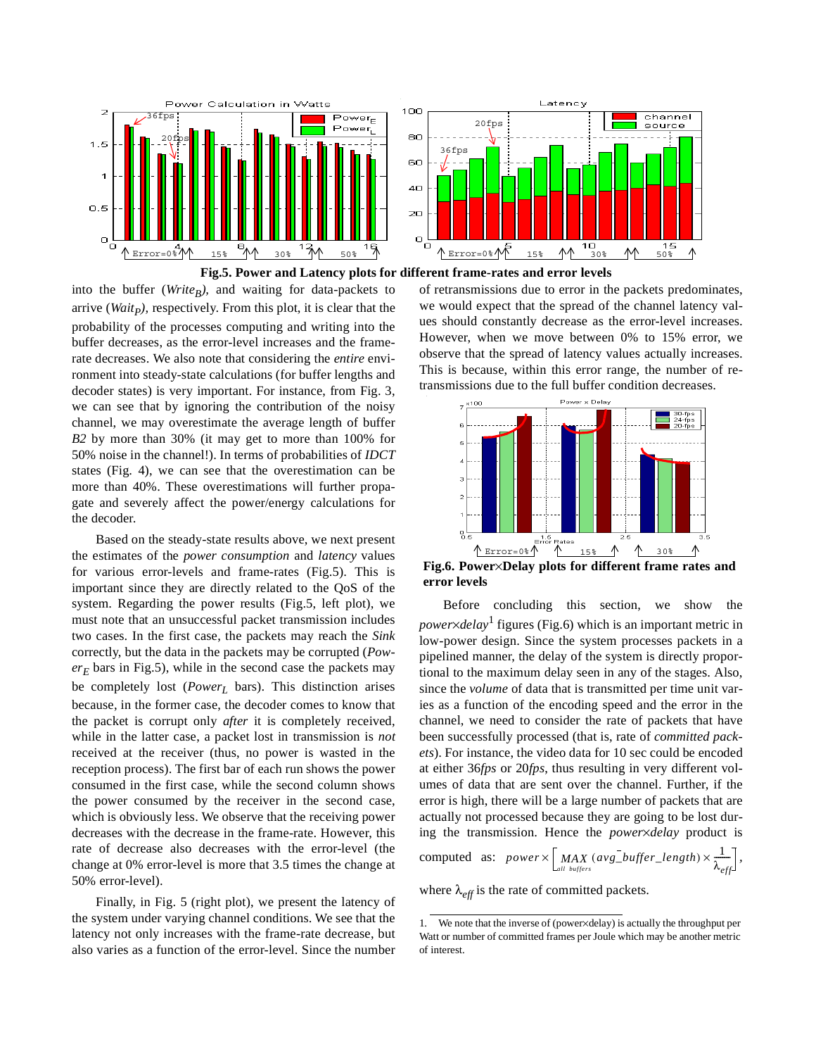Power Calculation in Watts

Power$_E$

Power$_L$

36fps

20fps

2

1.5

1

0.5

0

0 4 8 12 16

Error=0% 15% 30% 50%

Latency

channel

source

20fps

36fps

100

80

60

40

20

0

0 5 10 15

Error=0% 15% 30% 50%

**Fig.5. Power and Latency plots for different frame-rates and error levels**

into the buffer ($Write_B$), and waiting for data-packets to arrive ($Wait_P$), respectively. From this plot, it is clear that the probability of the processes computing and writing into the buffer decreases, as the error-level increases and the frame-rate decreases. We also note that considering the *entire* environment into steady-state calculations (for buffer lengths and decoder states) is very important. For instance, from Fig. 3, we can see that by ignoring the contribution of the noisy channel, we may overestimate the average length of buffer *B2* by more than 30% (it may get to more than 100% for 50% noise in the channel!). In terms of probabilities of *IDCT* states (Fig. 4), we can see that the overestimation can be more than 40%. These overestimations will further propagate and severely affect the power/energy calculations for the decoder.

Based on the steady-state results above, we next present the estimates of the *power consumption* and *latency* values for various error-levels and frame-rates (Fig.5). This is important since they are directly related to the QoS of the system. Regarding the power results (Fig.5, left plot), we must note that an unsuccessful packet transmission includes two cases. In the first case, the packets may reach the *Sink* correctly, but the data in the packets may be corrupted ($Power_E$ bars in Fig.5), while in the second case the packets may be completely lost ($Power_L$ bars). This distinction arises because, in the former case, the decoder comes to know that the packet is corrupt only *after* it is completely received, while in the latter case, a packet lost in transmission is *not* received at the receiver (thus, no power is wasted in the reception process). The first bar of each run shows the power consumed in the first case, while the second column shows the power consumed by the receiver in the second case, which is obviously less. We observe that the receiving power decreases with the decrease in the frame-rate. However, this rate of decrease also decreases with the error-level (the change at 0% error-level is more that 3.5 times the change at 50% error-level).

Finally, in Fig. 5 (right plot), we present the latency of the system under varying channel conditions. We see that the latency not only increases with the frame-rate decrease, but also varies as a function of the error-level. Since the number of retransmissions due to error in the packets predominates, we would expect that the spread of the channel latency values should constantly decrease as the error-level increases. However, when we move between 0% to 15% error, we observe that the spread of latency values actually increases. This is because, within this error range, the number of retransmissions due to the full buffer condition decreases.

Power x Delay

x100

30-fps

24-fps

20-fps

7

6

5

4

3

2

1

0

0.5 1.5 2.5 3.5

Error Rates

Error=0% 15% 30%

**Fig.6. Power×Delay plots for different frame rates and error levels**

Before concluding this section, we show the *power×delay*[1] figures (Fig.6) which is an important metric in low-power design. Since the system processes packets in a pipelined manner, the delay of the system is directly proportional to the maximum delay seen in any of the stages. Also, since the *volume* of data that is transmitted per time unit varies as a function of the encoding speed and the error in the channel, we need to consider the rate of packets that have been successfully processed (that is, rate of *committed packets*). For instance, the video data for 10 sec could be encoded at either 36*fps* or 20*fps*, thus resulting in very different volumes of data that are sent over the channel. Further, if the error is high, there will be a large number of packets that are actually not processed because they are going to be lost during the transmission. Hence the *power×delay* product is computed as: $power \times \left[ \underset{all\ buffers}{MAX} (avg\_buffer\_length) \times \frac{1}{\lambda_{eff}} \right]$,

where $\lambda_{eff}$ is the rate of committed packets.

1. We note that the inverse of (power×delay) is actually the throughput per Watt or number of committed frames per Joule which may be another metric of interest.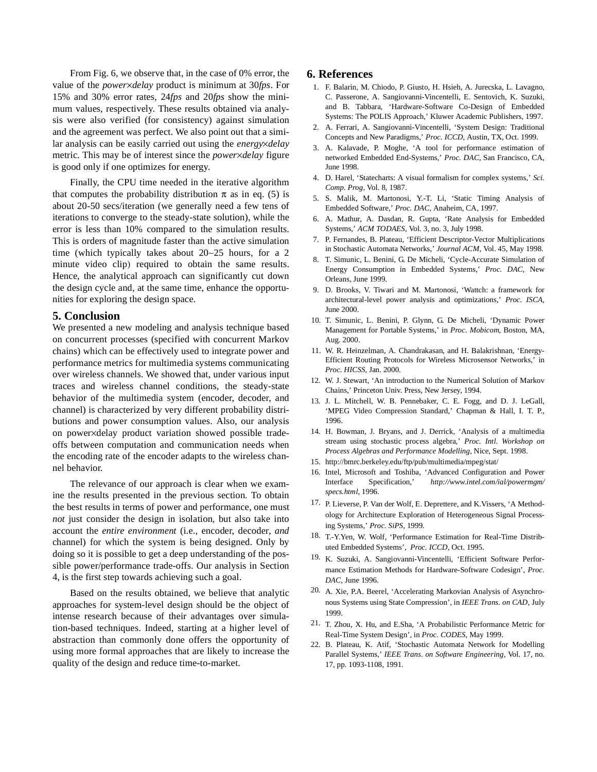From Fig. 6, we observe that, in the case of 0% error, the value of the *power*×*delay* product is minimum at 30*fps*. For 15% and 30% error rates, 24*fps* and 20*fps* show the minimum values, respectively. These results obtained via analysis were also verified (for consistency) against simulation and the agreement was perfect. We also point out that a similar analysis can be easily carried out using the *energy*×*delay* metric. This may be of interest since the *power*×*delay* figure is good only if one optimizes for energy.

Finally, the CPU time needed in the iterative algorithm that computes the probability distribution $\pi$ as in eq. (5) is about 20-50 secs/iteration (we generally need a few tens of iterations to converge to the steady-state solution), while the error is less than 10% compared to the simulation results. This is orders of magnitude faster than the active simulation time (which typically takes about 20~25 hours, for a 2 minute video clip) required to obtain the same results. Hence, the analytical approach can significantly cut down the design cycle and, at the same time, enhance the opportunities for exploring the design space.

## 5. Conclusion

We presented a new modeling and analysis technique based on concurrent processes (specified with concurrent Markov chains) which can be effectively used to integrate power and performance metrics for multimedia systems communicating over wireless channels. We showed that, under various input traces and wireless channel conditions, the steady-state behavior of the multimedia system (encoder, decoder, and channel) is characterized by very different probability distributions and power consumption values. Also, our analysis on power×delay product variation showed possible tradeoffs between computation and communication needs when the encoding rate of the encoder adapts to the wireless channel behavior.

The relevance of our approach is clear when we examine the results presented in the previous section. To obtain the best results in terms of power and performance, one must *not* just consider the design in isolation, but also take into account the *entire environment* (i.e., encoder, decoder, *and* channel) for which the system is being designed. Only by doing so it is possible to get a deep understanding of the possible power/performance trade-offs. Our analysis in Section 4, is the first step towards achieving such a goal.

Based on the results obtained, we believe that analytic approaches for system-level design should be the object of intense research because of their advantages over simulation-based techniques. Indeed, starting at a higher level of abstraction than commonly done offers the opportunity of using more formal approaches that are likely to increase the quality of the design and reduce time-to-market.

## 6. References

1. F. Balarin, M. Chiodo, P. Giusto, H. Hsieh, A. Jurecska, L. Lavagno, C. Passerone, A. Sangiovanni-Vincentelli, E. Sentovich, K. Suzuki, and B. Tabbara, 'Hardware-Software Co-Design of Embedded Systems: The POLIS Approach,' Kluwer Academic Publishers, 1997.
2. A. Ferrari, A. Sangiovanni-Vincentelli, 'System Design: Traditional Concepts and New Paradigms,' *Proc. ICCD*, Austin, TX, Oct. 1999.
3. A. Kalavade, P. Moghe, 'A tool for performance estimation of networked Embedded End-Systems,' *Proc. DAC*, San Francisco, CA, June 1998.
4. D. Harel, 'Statecharts: A visual formalism for complex systems,' *Sci. Comp. Prog*, Vol. 8, 1987.
5. S. Malik, M. Martonosi, Y.-T. Li, 'Static Timing Analysis of Embedded Software,' *Proc. DAC*, Anaheim, CA, 1997.
6. A. Mathur, A. Dasdan, R. Gupta, 'Rate Analysis for Embedded Systems,' *ACM TODAES*, Vol. 3, no. 3, July 1998.
7. P. Fernandes, B. Plateau, 'Efficient Descriptor-Vector Multiplications in Stochastic Automata Networks,' *Journal ACM*, Vol. 45, May 1998.
8. T. Simunic, L. Benini, G. De Micheli, 'Cycle-Accurate Simulation of Energy Consumption in Embedded Systems,' *Proc. DAC*, New Orleans, June 1999.
9. D. Brooks, V. Tiwari and M. Martonosi, 'Wattch: a framework for architectural-level power analysis and optimizations,' *Proc. ISCA*, June 2000.
10. T. Simunic, L. Benini, P. Glynn, G. De Micheli, 'Dynamic Power Management for Portable Systems,' in *Proc. Mobicom*, Boston, MA, Aug. 2000.
11. W. R. Heinzelman, A. Chandrakasan, and H. Balakrishnan, 'Energy-Efficient Routing Protocols for Wireless Microsensor Networks,' in *Proc. HICSS*, Jan. 2000.
12. W. J. Stewart, 'An introduction to the Numerical Solution of Markov Chains,' Princeton Univ. Press, New Jersey, 1994.
13. J. L. Mitchell, W. B. Pennebaker, C. E. Fogg, and D. J. LeGall, 'MPEG Video Compression Standard,' Chapman & Hall, I. T. P., 1996.
14. H. Bowman, J. Bryans, and J. Derrick, 'Analysis of a multimedia stream using stochastic process algebra,' *Proc. Intl. Workshop on Process Algebras and Performance Modelling*, Nice, Sept. 1998.
15. http://bmrc.berkeley.edu/ftp/pub/multimedia/mpeg/stat/
16. Intel, Microsoft and Toshiba, 'Advanced Configuration and Power Interface Specification,' *http://www.intel.com/ial/powermgm/specs.html*, 1996.
17. P. Lieverse, P. Van der Wolf, E. Deprettere, and K.Vissers, 'A Methodology for Architecture Exploration of Heterogeneous Signal Processing Systems,' *Proc. SiPS*, 1999.
18. T.-Y.Yen, W. Wolf, 'Performance Estimation for Real-Time Distributed Embedded Systems', *Proc. ICCD*, Oct. 1995.
19. K. Suzuki, A. Sangiovanni-Vincentelli, 'Efficient Software Performance Estimation Methods for Hardware-Software Codesign', *Proc. DAC*, June 1996.
20. A. Xie, P.A. Beerel, 'Accelerating Markovian Analysis of Asynchronous Systems using State Compression', in *IEEE Trans. on CAD*, July 1999.
21. T. Zhou, X. Hu, and E.Sha, 'A Probabilistic Performance Metric for Real-Time System Design', in *Proc. CODES*, May 1999.
22. B. Plateau, K. Atif, 'Stochastic Automata Network for Modelling Parallel Systems,' *IEEE Trans. on Software Engineering*, Vol. 17, no. 17, pp. 1093-1108, 1991.